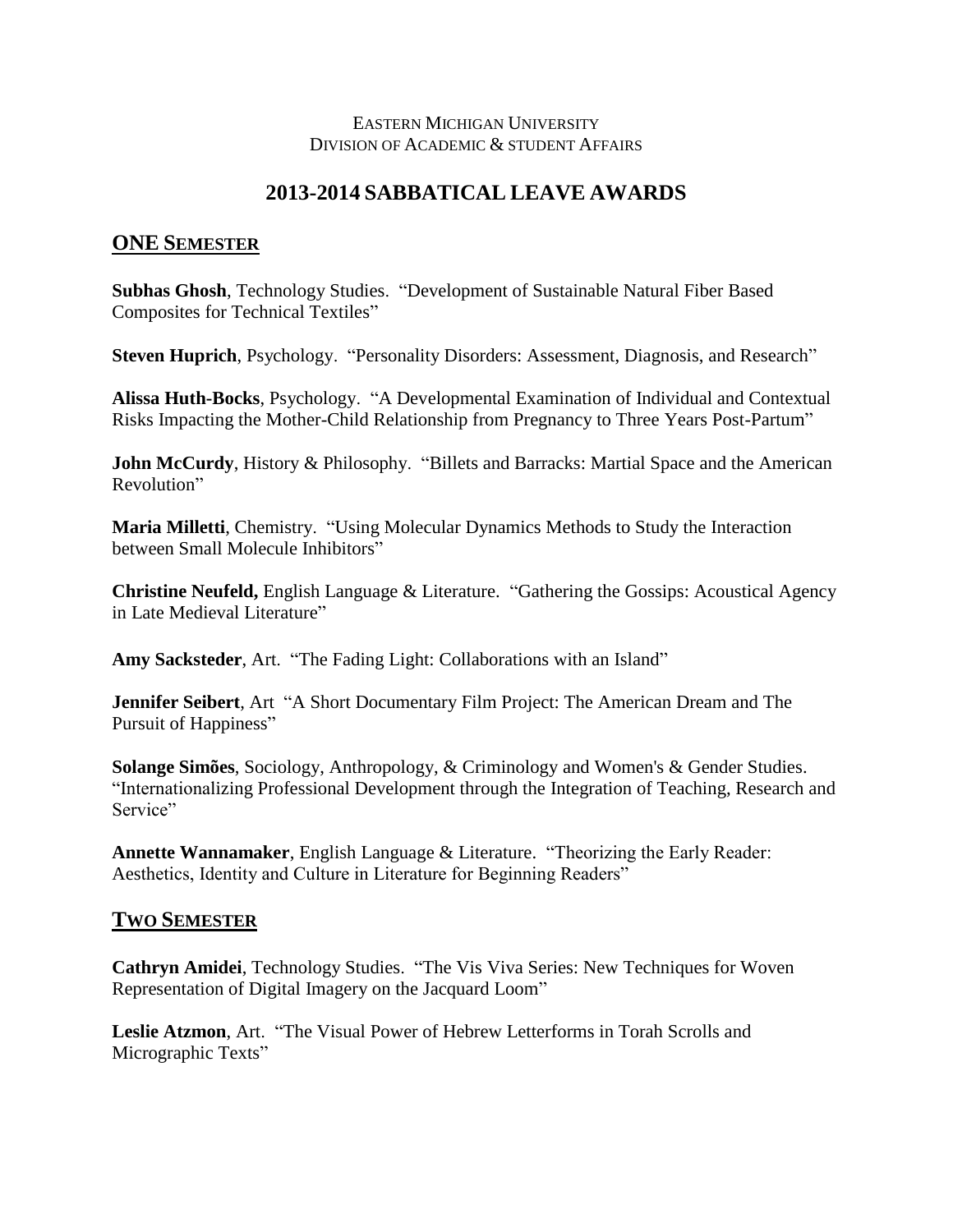EASTERN MICHIGAN UNIVERSITY
DIVISION OF ACADEMIC & STUDENT AFFAIRS

# 2013-2014 SABBATICAL LEAVE AWARDS

## ONE SEMESTER

**Subhas Ghosh**, Technology Studies. "Development of Sustainable Natural Fiber Based Composites for Technical Textiles"

**Steven Huprich**, Psychology. "Personality Disorders: Assessment, Diagnosis, and Research"

**Alissa Huth-Bocks**, Psychology. "A Developmental Examination of Individual and Contextual Risks Impacting the Mother-Child Relationship from Pregnancy to Three Years Post-Partum"

**John McCurdy**, History & Philosophy. "Billets and Barracks: Martial Space and the American Revolution"

**Maria Milletti**, Chemistry. "Using Molecular Dynamics Methods to Study the Interaction between Small Molecule Inhibitors"

**Christine Neufeld,** English Language & Literature. "Gathering the Gossips: Acoustical Agency in Late Medieval Literature"

**Amy Sacksteder**, Art. "The Fading Light: Collaborations with an Island"

**Jennifer Seibert**, Art "A Short Documentary Film Project: The American Dream and The Pursuit of Happiness"

**Solange Simões**, Sociology, Anthropology, & Criminology and Women's & Gender Studies. "Internationalizing Professional Development through the Integration of Teaching, Research and Service"

**Annette Wannamaker**, English Language & Literature. "Theorizing the Early Reader: Aesthetics, Identity and Culture in Literature for Beginning Readers"

## TWO SEMESTER

**Cathryn Amidei**, Technology Studies. "The Vis Viva Series: New Techniques for Woven Representation of Digital Imagery on the Jacquard Loom"

**Leslie Atzmon**, Art. "The Visual Power of Hebrew Letterforms in Torah Scrolls and Micrographic Texts"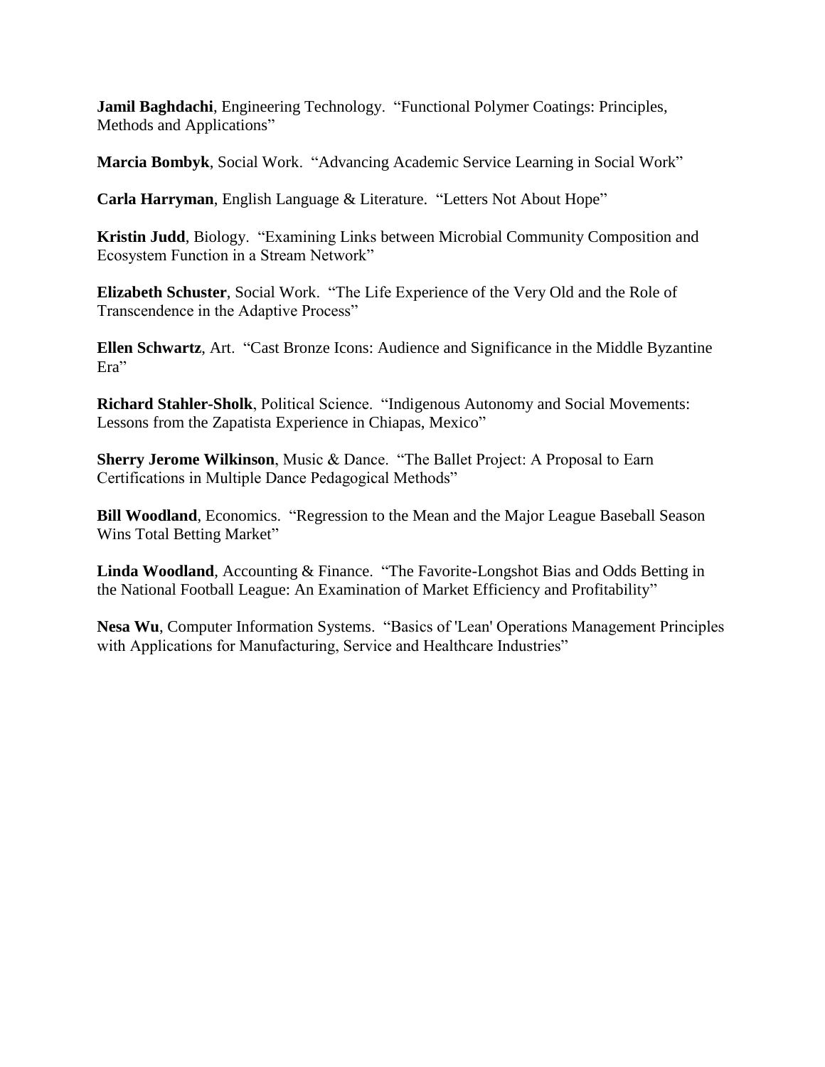**Jamil Baghdachi**, Engineering Technology. "Functional Polymer Coatings: Principles, Methods and Applications"

**Marcia Bombyk**, Social Work. "Advancing Academic Service Learning in Social Work"

**Carla Harryman**, English Language & Literature. "Letters Not About Hope"

**Kristin Judd**, Biology. "Examining Links between Microbial Community Composition and Ecosystem Function in a Stream Network"

**Elizabeth Schuster**, Social Work. "The Life Experience of the Very Old and the Role of Transcendence in the Adaptive Process"

**Ellen Schwartz**, Art. "Cast Bronze Icons: Audience and Significance in the Middle Byzantine Era"

**Richard Stahler-Sholk**, Political Science. "Indigenous Autonomy and Social Movements: Lessons from the Zapatista Experience in Chiapas, Mexico"

**Sherry Jerome Wilkinson**, Music & Dance. "The Ballet Project: A Proposal to Earn Certifications in Multiple Dance Pedagogical Methods"

**Bill Woodland**, Economics. "Regression to the Mean and the Major League Baseball Season Wins Total Betting Market"

**Linda Woodland**, Accounting & Finance. "The Favorite-Longshot Bias and Odds Betting in the National Football League: An Examination of Market Efficiency and Profitability"

**Nesa Wu**, Computer Information Systems. "Basics of 'Lean' Operations Management Principles with Applications for Manufacturing, Service and Healthcare Industries"